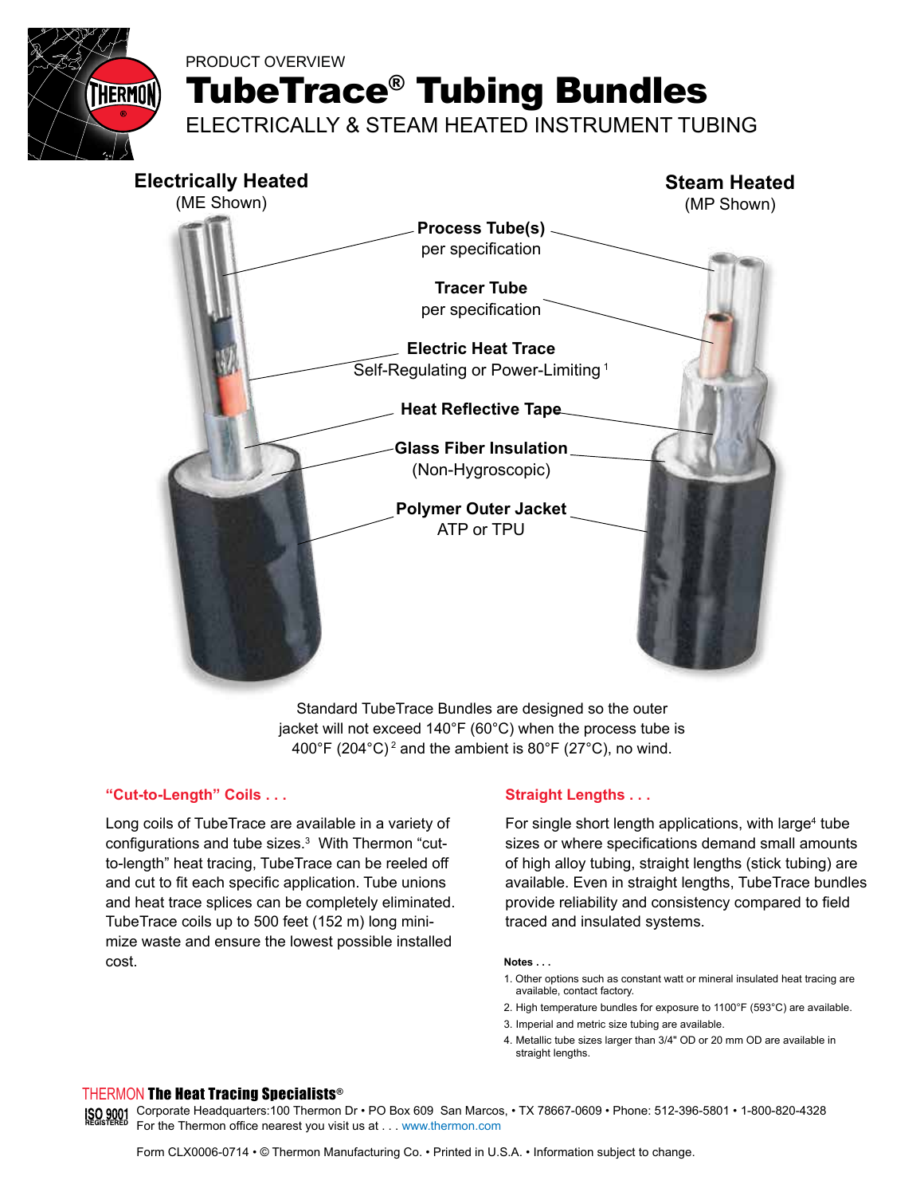PRODUCT OVERVIEW

# TubeTrace® Tubing Bundles

## ELECTRICALLY & STEAM HEATED INSTRUMENT TUBING

**Electrically Heated**
(ME Shown)

**Steam Heated**
(MP Shown)

**Process Tube(s)**
per specification

**Tracer Tube**
per specification

**Electric Heat Trace**
Self-Regulating or Power-Limiting [1]

**Heat Reflective Tape**

**Glass Fiber Insulation**
(Non-Hygroscopic)

**Polymer Outer Jacket**
ATP or TPU

Standard TubeTrace Bundles are designed so the outer jacket will not exceed 140°F (60°C) when the process tube is 400°F (204°C) [2] and the ambient is 80°F (27°C), no wind.

### "Cut-to-Length" Coils . . .

Long coils of TubeTrace are available in a variety of configurations and tube sizes.[3] With Thermon "cut-to-length" heat tracing, TubeTrace can be reeled off and cut to fit each specific application. Tube unions and heat trace splices can be completely eliminated. TubeTrace coils up to 500 feet (152 m) long minimize waste and ensure the lowest possible installed cost.

### Straight Lengths . . .

For single short length applications, with large[4] tube sizes or where specifications demand small amounts of high alloy tubing, straight lengths (stick tubing) are available. Even in straight lengths, TubeTrace bundles provide reliability and consistency compared to field traced and insulated systems.

**Notes . . .**

1. Other options such as constant watt or mineral insulated heat tracing are available, contact factory.
2. High temperature bundles for exposure to 1100°F (593°C) are available.
3. Imperial and metric size tubing are available.
4. Metallic tube sizes larger than 3/4" OD or 20 mm OD are available in straight lengths.

THERMON **The Heat Tracing Specialists®**

ISO 9001 REGISTERED Corporate Headquarters:100 Thermon Dr • PO Box 609 San Marcos, • TX 78667-0609 • Phone: 512-396-5801 • 1-800-820-4328
For the Thermon office nearest you visit us at . . . www.thermon.com

Form CLX0006-0714 • © Thermon Manufacturing Co. • Printed in U.S.A. • Information subject to change.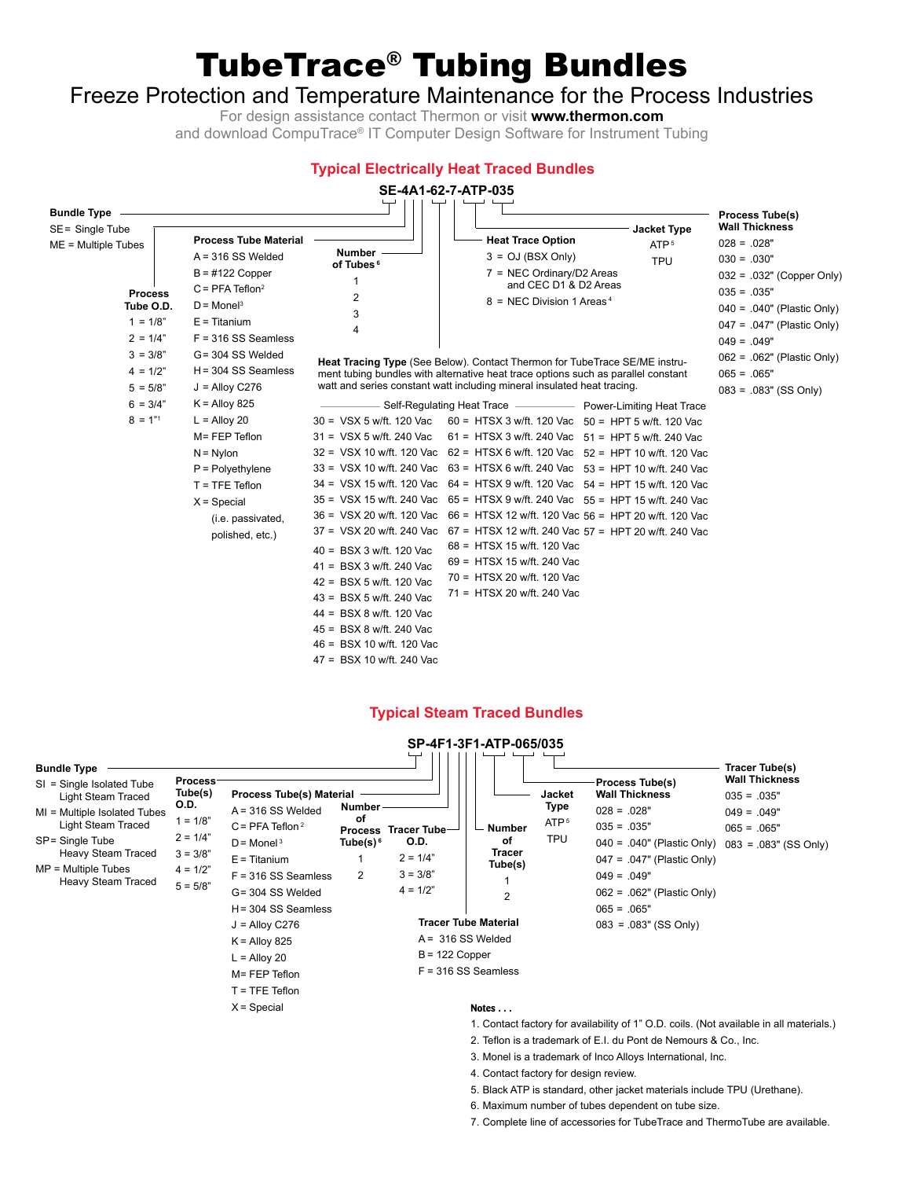# TubeTrace® Tubing Bundles

## Freeze Protection and Temperature Maintenance for the Process Industries

For design assistance contact Thermon or visit **www.thermon.com**
and download CompuTrace® IT Computer Design Software for Instrument Tubing

## Typical Electrically Heat Traced Bundles

**SE-4A1-62-7-ATP-035**

**Bundle Type**
- SE = Single Tube
- ME = Multiple Tubes

**Process Tube O.D.**
- 1 = 1/8"
- 2 = 1/4"
- 3 = 3/8"
- 4 = 1/2"
- 5 = 5/8"
- 6 = 3/4"
- 8 = 1"[1]

**Process Tube Material**
- A = 316 SS Welded
- B = #122 Copper
- C = PFA Teflon[2]
- D = Monel[3]
- E = Titanium
- F = 316 SS Seamless
- G = 304 SS Welded
- H = 304 SS Seamless
- J = Alloy C276
- K = Alloy 825
- L = Alloy 20
- M = FEP Teflon
- N = Nylon
- P = Polyethylene
- T = TFE Teflon
- X = Special (i.e. passivated, polished, etc.)

**Number of Tubes**[6]
- 1
- 2
- 3
- 4

**Heat Trace Option**
- 3 = OJ (BSX Only)
- 7 = NEC Ordinary/D2 Areas and CEC D1 & D2 Areas
- 8 = NEC Division 1 Areas[4]

**Jacket Type**
- ATP[5]
- TPU

**Process Tube(s) Wall Thickness**
- 028 = .028"
- 030 = .030"
- 032 = .032" (Copper Only)
- 035 = .035"
- 040 = .040" (Plastic Only)
- 047 = .047" (Plastic Only)
- 049 = .049"
- 062 = .062" (Plastic Only)
- 065 = .065"
- 083 = .083" (SS Only)

**Heat Tracing Type** (See Below). Contact Thermon for TubeTrace SE/ME instrument tubing bundles with alternative heat trace options such as parallel constant watt and series constant watt including mineral insulated heat tracing.

**Self-Regulating Heat Trace**
- 30 = VSX 5 w/ft. 120 Vac
- 31 = VSX 5 w/ft. 240 Vac
- 32 = VSX 10 w/ft. 120 Vac
- 33 = VSX 10 w/ft. 240 Vac
- 34 = VSX 15 w/ft. 120 Vac
- 35 = VSX 15 w/ft. 240 Vac
- 36 = VSX 20 w/ft. 120 Vac
- 37 = VSX 20 w/ft. 240 Vac
- 40 = BSX 3 w/ft. 120 Vac
- 41 = BSX 3 w/ft. 240 Vac
- 42 = BSX 5 w/ft. 120 Vac
- 43 = BSX 5 w/ft. 240 Vac
- 44 = BSX 8 w/ft. 120 Vac
- 45 = BSX 8 w/ft. 240 Vac
- 46 = BSX 10 w/ft. 120 Vac
- 47 = BSX 10 w/ft. 240 Vac
- 60 = HTSX 3 w/ft. 120 Vac
- 61 = HTSX 3 w/ft. 240 Vac
- 62 = HTSX 6 w/ft. 120 Vac
- 63 = HTSX 6 w/ft. 240 Vac
- 64 = HTSX 9 w/ft. 120 Vac
- 65 = HTSX 9 w/ft. 240 Vac
- 66 = HTSX 12 w/ft. 120 Vac
- 67 = HTSX 12 w/ft. 240 Vac
- 68 = HTSX 15 w/ft. 120 Vac
- 69 = HTSX 15 w/ft. 240 Vac
- 70 = HTSX 20 w/ft. 120 Vac
- 71 = HTSX 20 w/ft. 240 Vac

**Power-Limiting Heat Trace**
- 50 = HPT 5 w/ft. 120 Vac
- 51 = HPT 5 w/ft. 240 Vac
- 52 = HPT 10 w/ft. 120 Vac
- 53 = HPT 10 w/ft. 240 Vac
- 54 = HPT 15 w/ft. 120 Vac
- 55 = HPT 15 w/ft. 240 Vac
- 56 = HPT 20 w/ft. 120 Vac
- 57 = HPT 20 w/ft. 240 Vac

## Typical Steam Traced Bundles

**SP-4F1-3F1-ATP-065/035**

**Bundle Type**
- SI = Single Isolated Tube Light Steam Traced
- MI = Multiple Isolated Tubes Light Steam Traced
- SP = Single Tube Heavy Steam Traced
- MP = Multiple Tubes Heavy Steam Traced

**Process Tube(s) O.D.**
- 1 = 1/8"
- 2 = 1/4"
- 3 = 3/8"
- 4 = 1/2"
- 5 = 5/8"

**Process Tube(s) Material**
- A = 316 SS Welded
- C = PFA Teflon[2]
- D = Monel[3]
- E = Titanium
- F = 316 SS Seamless
- G = 304 SS Welded
- H = 304 SS Seamless
- J = Alloy C276
- K = Alloy 825
- L = Alloy 20
- M = FEP Teflon
- T = TFE Teflon
- X = Special

**Number of Process Tube(s)**[6]
- 1
- 2

**Tracer Tube O.D.**
- 2 = 1/4"
- 3 = 3/8"
- 4 = 1/2"

**Tracer Tube Material**
- A = 316 SS Welded
- B = 122 Copper
- F = 316 SS Seamless

**Number of Tracer Tube(s)**
- 1
- 2

**Jacket Type**
- ATP[5]
- TPU

**Process Tube(s) Wall Thickness**
- 028 = .028"
- 035 = .035"
- 040 = .040" (Plastic Only)
- 047 = .047" (Plastic Only)
- 049 = .049"
- 062 = .062" (Plastic Only)
- 065 = .065"
- 083 = .083" (SS Only)

**Tracer Tube(s) Wall Thickness**
- 035 = .035"
- 049 = .049"
- 065 = .065"
- 083 = .083" (SS Only)

**Notes . . .**
1. Contact factory for availability of 1" O.D. coils. (Not available in all materials.)
2. Teflon is a trademark of E.I. du Pont de Nemours & Co., Inc.
3. Monel is a trademark of Inco Alloys International, Inc.
4. Contact factory for design review.
5. Black ATP is standard, other jacket materials include TPU (Urethane).
6. Maximum number of tubes dependent on tube size.
7. Complete line of accessories for TubeTrace and ThermoTube are available.